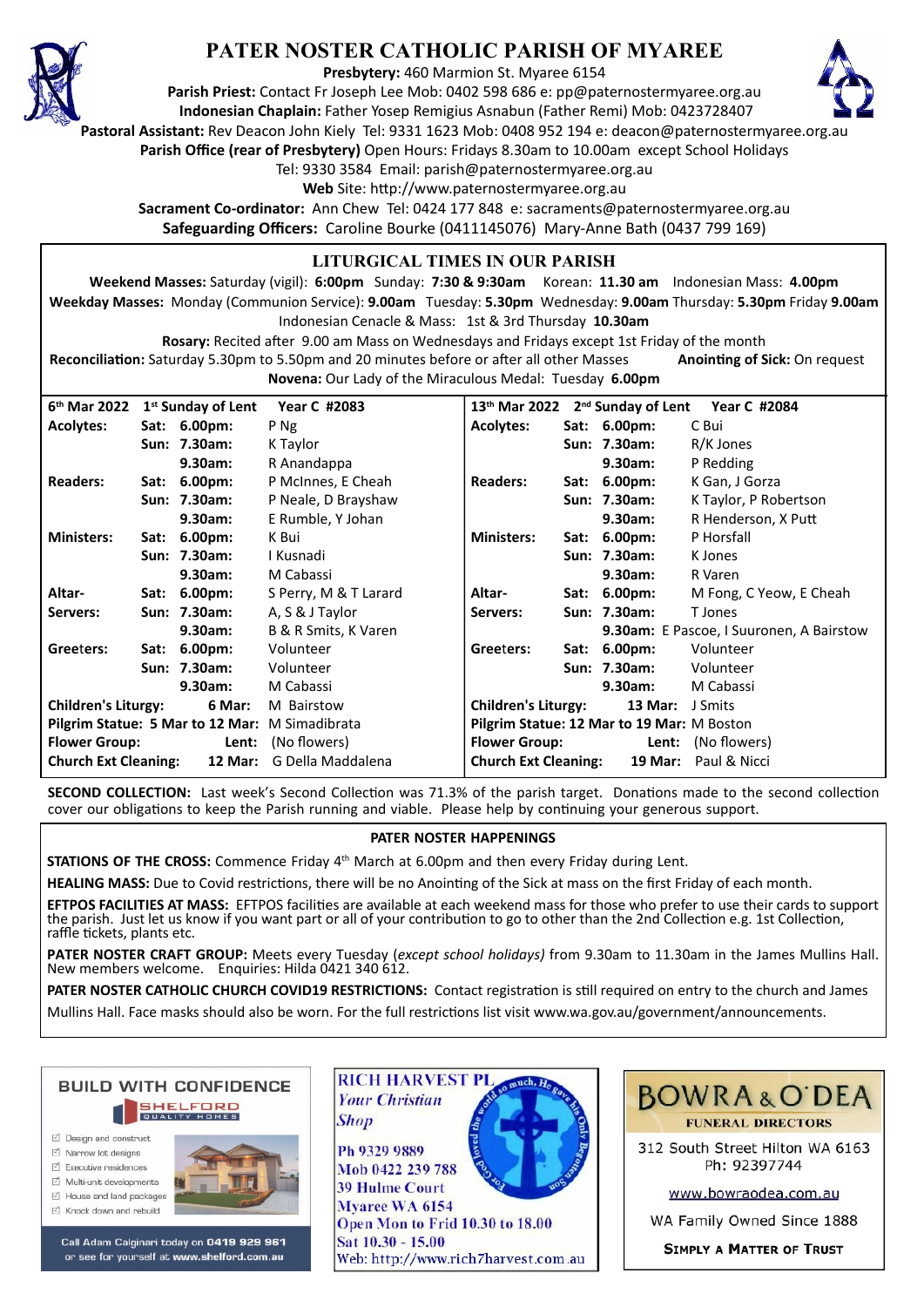# PATER NOSTER CATHOLIC PARISH OF MYAREE

**Presbytery:** 460 Marmion St. Myaree 6154
**Parish Priest:** Contact Fr Joseph Lee Mob: 0402 598 686 e: pp@paternostermyaree.org.au
**Indonesian Chaplain:** Father Yosep Remigius Asnabun (Father Remi) Mob: 0423728407
**Pastoral Assistant:** Rev Deacon John Kiely Tel: 9331 1623 Mob: 0408 952 194 e: deacon@paternostermyaree.org.au
**Parish Office (rear of Presbytery)** Open Hours: Fridays 8.30am to 10.00am except School Holidays
Tel: 9330 3584 Email: parish@paternostermyaree.org.au
**Web** Site: http://www.paternostermyaree.org.au
**Sacrament Co-ordinator:** Ann Chew Tel: 0424 177 848 e: sacraments@paternostermyaree.org.au
**Safeguarding Officers:** Caroline Bourke (0411145076) Mary-Anne Bath (0437 799 169)

## LITURGICAL TIMES IN OUR PARISH

**Weekend Masses:** Saturday (vigil): **6:00pm** Sunday: **7:30 & 9:30am** Korean: **11.30 am** Indonesian Mass: **4.00pm**
**Weekday Masses:** Monday (Communion Service): **9.00am** Tuesday: **5.30pm** Wednesday: **9.00am** Thursday: **5.30pm** Friday **9.00am**
Indonesian Cenacle & Mass: 1st & 3rd Thursday **10.30am**
**Rosary:** Recited after 9.00 am Mass on Wednesdays and Fridays except 1st Friday of the month
**Reconciliation:** Saturday 5.30pm to 5.50pm and 20 minutes before or after all other Masses **Anointing of Sick:** On request
**Novena:** Our Lady of the Miraculous Medal: Tuesday **6.00pm**

| 6th Mar 2022 | 1st Sunday of Lent | Year C #2083 | 13th Mar 2022 | 2nd Sunday of Lent | Year C #2084 |
|---|---|---|---|---|---|
| **Acolytes:** | **Sat: 6.00pm:** | P Ng | **Acolytes:** | **Sat: 6.00pm:** | C Bui |
| | **Sun: 7.30am:** | K Taylor | | **Sun: 7.30am:** | R/K Jones |
| | **9.30am:** | R Anandappa | | **9.30am:** | P Redding |
| **Readers:** | **Sat: 6.00pm:** | P McInnes, E Cheah | **Readers:** | **Sat: 6.00pm:** | K Gan, J Gorza |
| | **Sun: 7.30am:** | P Neale, D Brayshaw | | **Sun: 7.30am:** | K Taylor, P Robertson |
| | **9.30am:** | E Rumble, Y Johan | | **9.30am:** | R Henderson, X Putt |
| **Ministers:** | **Sat: 6.00pm:** | K Bui | **Ministers:** | **Sat: 6.00pm:** | P Horsfall |
| | **Sun: 7.30am:** | I Kusnadi | | **Sun: 7.30am:** | K Jones |
| | **9.30am:** | M Cabassi | | **9.30am:** | R Varen |
| **Altar-Servers:** | **Sat: 6.00pm:** | S Perry, M & T Larard | **Altar-Servers:** | **Sat: 6.00pm:** | M Fong, C Yeow, E Cheah |
| | **Sun: 7.30am:** | A, S & J Taylor | | **Sun: 7.30am:** | T Jones |
| | **9.30am:** | B & R Smits, K Varen | | **9.30am:** | E Pascoe, I Suuronen, A Bairstow |
| **Greeters:** | **Sat: 6.00pm:** | Volunteer | **Greeters:** | **Sat: 6.00pm:** | Volunteer |
| | **Sun: 7.30am:** | Volunteer | | **Sun: 7.30am:** | Volunteer |
| | **9.30am:** | M Cabassi | | **9.30am:** | M Cabassi |
| **Children's Liturgy:** | **6 Mar:** | M Bairstow | **Children's Liturgy:** | **13 Mar:** | J Smits |
| **Pilgrim Statue:** | **5 Mar to 12 Mar:** | M Simadibrata | **Pilgrim Statue:** | **12 Mar to 19 Mar:** | M Boston |
| **Flower Group:** | **Lent:** | (No flowers) | **Flower Group:** | **Lent:** | (No flowers) |
| **Church Ext Cleaning:** | **12 Mar:** | G Della Maddalena | **Church Ext Cleaning:** | **19 Mar:** | Paul & Nicci |

**SECOND COLLECTION:** Last week's Second Collection was 71.3% of the parish target. Donations made to the second collection cover our obligations to keep the Parish running and viable. Please help by continuing your generous support.

## PATER NOSTER HAPPENINGS

**STATIONS OF THE CROSS:** Commence Friday 4th March at 6.00pm and then every Friday during Lent.

**HEALING MASS:** Due to Covid restrictions, there will be no Anointing of the Sick at mass on the first Friday of each month.

**EFTPOS FACILITIES AT MASS:** EFTPOS facilities are available at each weekend mass for those who prefer to use their cards to support the parish. Just let us know if you want part or all of your contribution to go to other than the 2nd Collection e.g. 1st Collection, raffle tickets, plants etc.

**PATER NOSTER CRAFT GROUP:** Meets every Tuesday (*except school holidays)* from 9.30am to 11.30am in the James Mullins Hall. New members welcome. Enquiries: Hilda 0421 340 612.

**PATER NOSTER CATHOLIC CHURCH COVID19 RESTRICTIONS:** Contact registration is still required on entry to the church and James Mullins Hall. Face masks should also be worn. For the full restrictions list visit www.wa.gov.au/government/announcements.

---

**BUILD WITH CONFIDENCE**
SHELFORD QUALITY HOMES
- Design and construct
- Narrow lot designs
- Executive residences
- Multi-unit developments
- House and land packages
- Knock down and rebuild

Call Adam Calginari today on **0419 929 961** or see for yourself at **www.shelford.com.au**

**RICH HARVEST PL**
*Your Christian Shop*
Ph 9329 9889
Mob 0422 239 788
39 Hulme Court
Myaree WA 6154
Open Mon to Frid 10.30 to 18.00
Sat 10.30 - 15.00
Web: http://www.rich7harvest.com.au

**BOWRA & O'DEA**
FUNERAL DIRECTORS
312 South Street Hilton WA 6163
Ph: 92397744
www.bowraodea.com.au
WA Family Owned Since 1888
**SIMPLY A MATTER OF TRUST**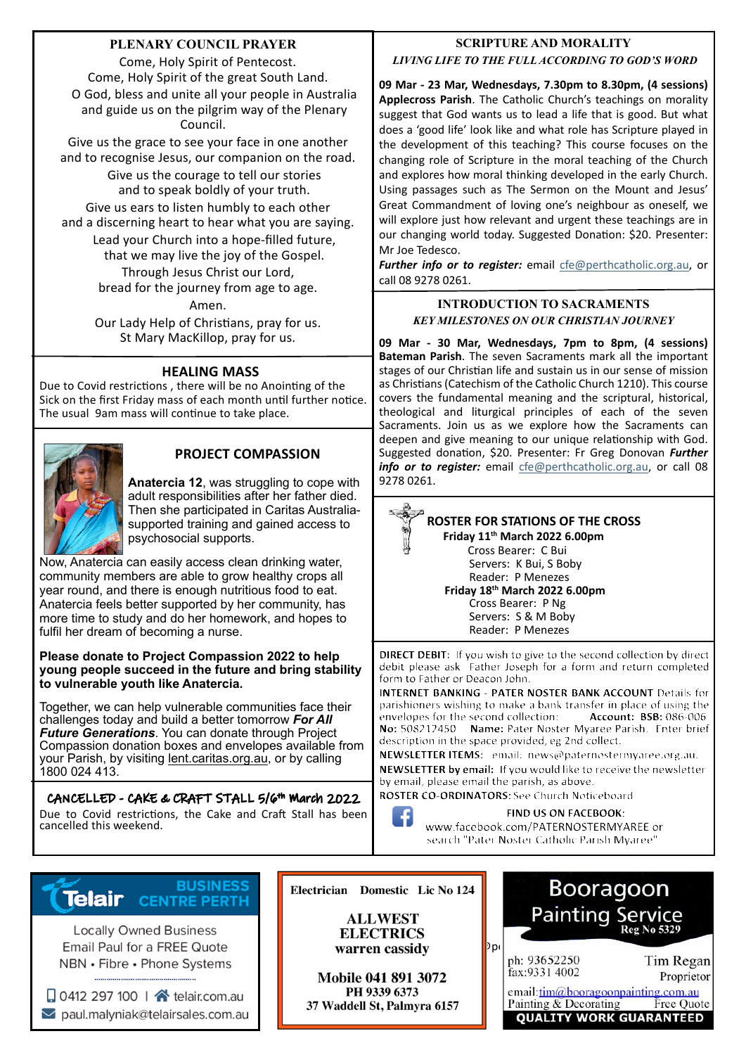## PLENARY COUNCIL PRAYER

Come, Holy Spirit of Pentecost.
Come, Holy Spirit of the great South Land.
O God, bless and unite all your people in Australia and guide us on the pilgrim way of the Plenary Council.
Give us the grace to see your face in one another and to recognise Jesus, our companion on the road.
Give us the courage to tell our stories and to speak boldly of your truth.
Give us ears to listen humbly to each other and a discerning heart to hear what you are saying.
Lead your Church into a hope-filled future, that we may live the joy of the Gospel.
Through Jesus Christ our Lord, bread for the journey from age to age.
Amen.
Our Lady Help of Christians, pray for us.
St Mary MacKillop, pray for us.

## HEALING MASS

Due to Covid restrictions , there will be no Anointing of the Sick on the first Friday mass of each month until further notice. The usual 9am mass will continue to take place.

## PROJECT COMPASSION

**Anatercia 12**, was struggling to cope with adult responsibilities after her father died. Then she participated in Caritas Australia-supported training and gained access to psychosocial supports.

Now, Anatercia can easily access clean drinking water, community members are able to grow healthy crops all year round, and there is enough nutritious food to eat. Anatercia feels better supported by her community, has more time to study and do her homework, and hopes to fulfil her dream of becoming a nurse.

**Please donate to Project Compassion 2022 to help young people succeed in the future and bring stability to vulnerable youth like Anatercia.**

Together, we can help vulnerable communities face their challenges today and build a better tomorrow ***For All Future Generations***. You can donate through Project Compassion donation boxes and envelopes available from your Parish, by visiting lent.caritas.org.au, or by calling 1800 024 413.

## CANCELLED - CAKE & CRAFT STALL 5/6th March 2022

Due to Covid restrictions, the Cake and Craft Stall has been cancelled this weekend.

## SCRIPTURE AND MORALITY

*LIVING LIFE TO THE FULL ACCORDING TO GOD'S WORD*

**09 Mar - 23 Mar, Wednesdays, 7.30pm to 8.30pm, (4 sessions) Applecross Parish**. The Catholic Church's teachings on morality suggest that God wants us to lead a life that is good. But what does a 'good life' look like and what role has Scripture played in the development of this teaching? This course focuses on the changing role of Scripture in the moral teaching of the Church and explores how moral thinking developed in the early Church. Using passages such as The Sermon on the Mount and Jesus' Great Commandment of loving one's neighbour as oneself, we will explore just how relevant and urgent these teachings are in our changing world today. Suggested Donation: $20. Presenter: Mr Joe Tedesco.

***Further info or to register:*** email cfe@perthcatholic.org.au, or call 08 9278 0261.

## INTRODUCTION TO SACRAMENTS

*KEY MILESTONES ON OUR CHRISTIAN JOURNEY*

**09 Mar - 30 Mar, Wednesdays, 7pm to 8pm, (4 sessions) Bateman Parish**. The seven Sacraments mark all the important stages of our Christian life and sustain us in our sense of mission as Christians (Catechism of the Catholic Church 1210). This course covers the fundamental meaning and the scriptural, historical, theological and liturgical principles of each of the seven Sacraments. Join us as we explore how the Sacraments can deepen and give meaning to our unique relationship with God. Suggested donation, $20. Presenter: Fr Greg Donovan ***Further info or to register:*** email cfe@perthcatholic.org.au, or call 08 9278 0261.

## ROSTER FOR STATIONS OF THE CROSS

**Friday 11th March 2022 6.00pm**
Cross Bearer: C Bui
Servers: K Bui, S Boby
Reader: P Menezes

**Friday 18th March 2022 6.00pm**
Cross Bearer: P Ng
Servers: S & M Boby
Reader: P Menezes

**DIRECT DEBIT**: If you wish to give to the second collection by direct debit please ask Father Joseph for a form and return completed form to Father or Deacon John.

**INTERNET BANKING - PATER NOSTER BANK ACCOUNT** Details for parishioners wishing to make a bank transfer in place of using the envelopes for the second collection: **Account: BSB:** 086-006 **No:** 508212450 **Name:** Pater Noster Myaree Parish. Enter brief description in the space provided, eg 2nd collect.

**NEWSLETTER ITEMS**: email: news@paternostermyaree.org.au.

**NEWSLETTER by email**: If you would like to receive the newsletter by email, please email the parish, as above.

**ROSTER CO-ORDINATORS**: See Church Noticeboard

FIND US ON FACEBOOK:
www.facebook.com/PATERNOSTERMYAREE or search "Pater Noster Catholic Parish Myaree"

---

**Telair BUSINESS CENTRE PERTH**
Locally Owned Business
Email Paul for a FREE Quote
NBN • Fibre • Phone Systems
0412 297 100 | telair.com.au
paul.malyniak@telairsales.com.au

---

Electrician Domestic Lic No 124
**ALLWEST ELECTRICS**
**warren cassidy**
**Mobile 041 891 3072**
**PH 9339 6373**
**37 Waddell St, Palmyra 6157**

---

**Booragoon Painting Service**
Reg No 5329
ph: 93652250
fax:9331 4002
Tim Regan
Proprietor
email: tim@booragoonpainting.com.au
Painting & Decorating Free Quote
**QUALITY WORK GUARANTEED**